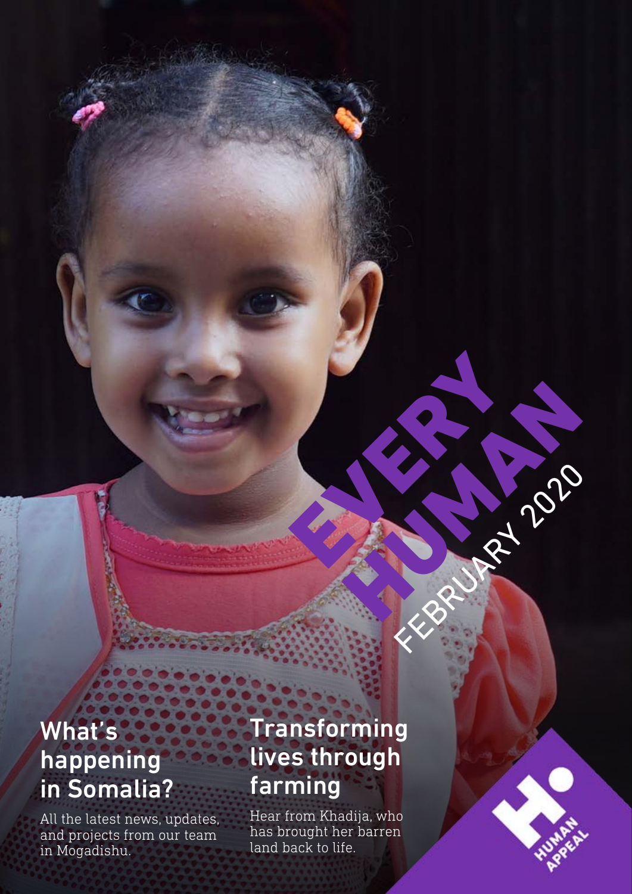# EVERY HUMAN

FEBRUARY 2020

## What's happening in Somalia?

All the latest news, updates, and projects from our team in Mogadishu.

## Transforming lives through farming

Hear from Khadija, who has brought her barren land back to life.

HUMAN APPEAL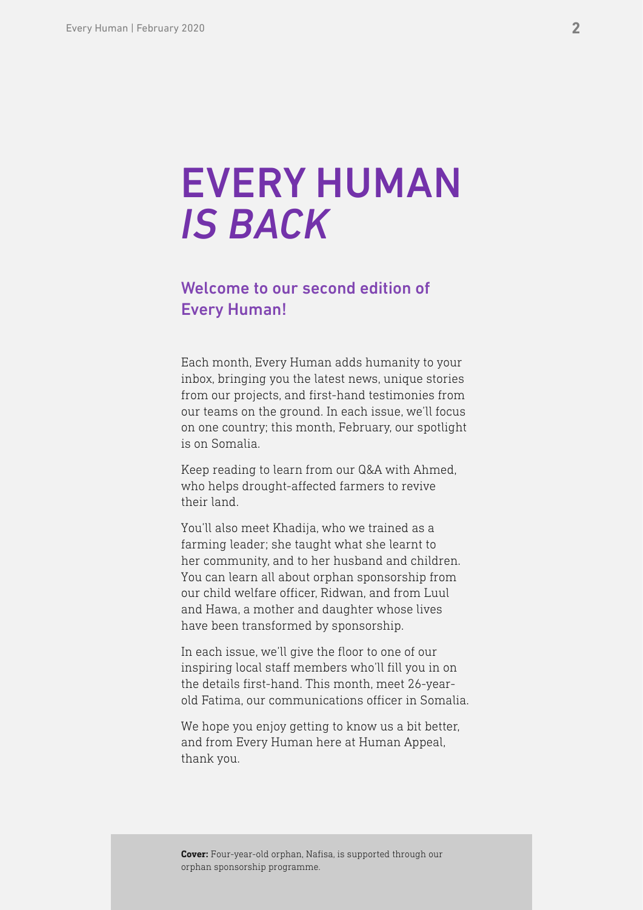# EVERY HUMAN *IS BACK*

## Welcome to our second edition of Every Human!

Each month, Every Human adds humanity to your inbox, bringing you the latest news, unique stories from our projects, and first-hand testimonies from our teams on the ground. In each issue, we'll focus on one country; this month, February, our spotlight is on Somalia.

Keep reading to learn from our Q&A with Ahmed, who helps drought-affected farmers to revive their land.

You'll also meet Khadija, who we trained as a farming leader; she taught what she learnt to her community, and to her husband and children. You can learn all about orphan sponsorship from our child welfare officer, Ridwan, and from Luul and Hawa, a mother and daughter whose lives have been transformed by sponsorship.

In each issue, we'll give the floor to one of our inspiring local staff members who'll fill you in on the details first-hand. This month, meet 26-year-old Fatima, our communications officer in Somalia.

We hope you enjoy getting to know us a bit better, and from Every Human here at Human Appeal, thank you.

**Cover:** Four-year-old orphan, Nafisa, is supported through our orphan sponsorship programme.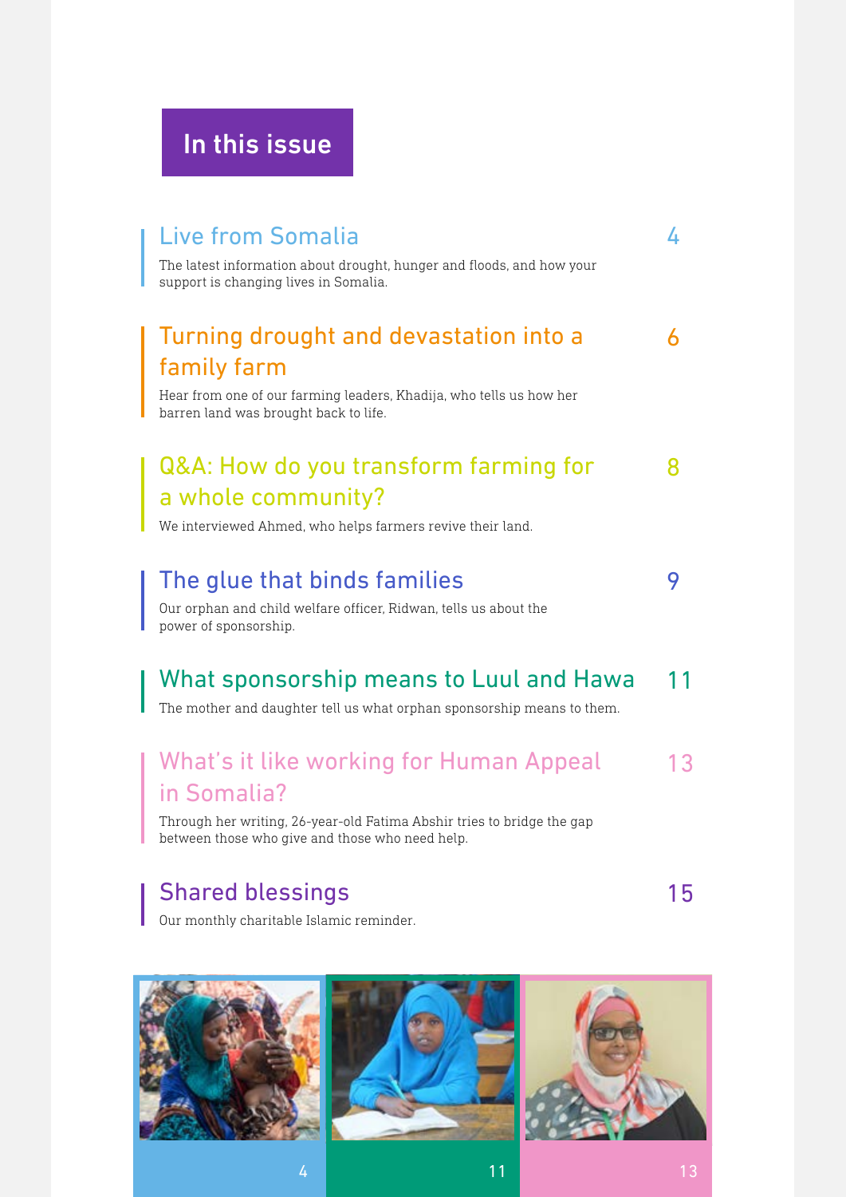## In this issue

### Live from Somalia — 4

The latest information about drought, hunger and floods, and how your support is changing lives in Somalia.

### Turning drought and devastation into a family farm — 6

Hear from one of our farming leaders, Khadija, who tells us how her barren land was brought back to life.

### Q&A: How do you transform farming for a whole community? — 8

We interviewed Ahmed, who helps farmers revive their land.

### The glue that binds families — 9

Our orphan and child welfare officer, Ridwan, tells us about the power of sponsorship.

### What sponsorship means to Luul and Hawa — 11

The mother and daughter tell us what orphan sponsorship means to them.

### What's it like working for Human Appeal in Somalia? — 13

Through her writing, 26-year-old Fatima Abshir tries to bridge the gap between those who give and those who need help.

### Shared blessings — 15

Our monthly charitable Islamic reminder.

4 | 11 | 13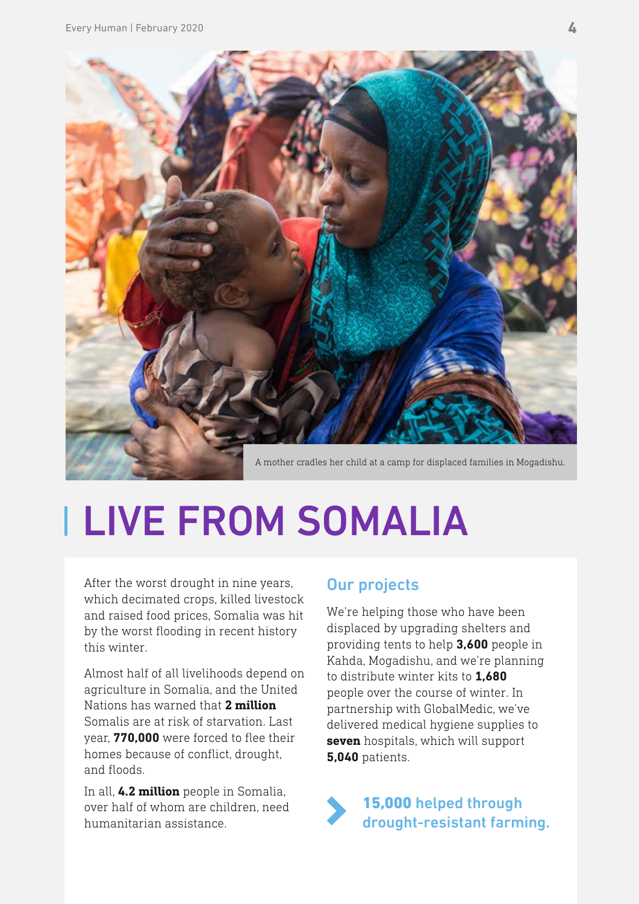A mother cradles her child at a camp for displaced families in Mogadishu.

# LIVE FROM SOMALIA

After the worst drought in nine years, which decimated crops, killed livestock and raised food prices, Somalia was hit by the worst flooding in recent history this winter.

Almost half of all livelihoods depend on agriculture in Somalia, and the United Nations has warned that **2 million** Somalis are at risk of starvation. Last year, **770,000** were forced to flee their homes because of conflict, drought, and floods.

In all, **4.2 million** people in Somalia, over half of whom are children, need humanitarian assistance.

## Our projects

We're helping those who have been displaced by upgrading shelters and providing tents to help **3,600** people in Kahda, Mogadishu, and we're planning to distribute winter kits to **1,680** people over the course of winter. In partnership with GlobalMedic, we've delivered medical hygiene supplies to **seven** hospitals, which will support **5,040** patients.

**15,000 helped through drought-resistant farming.**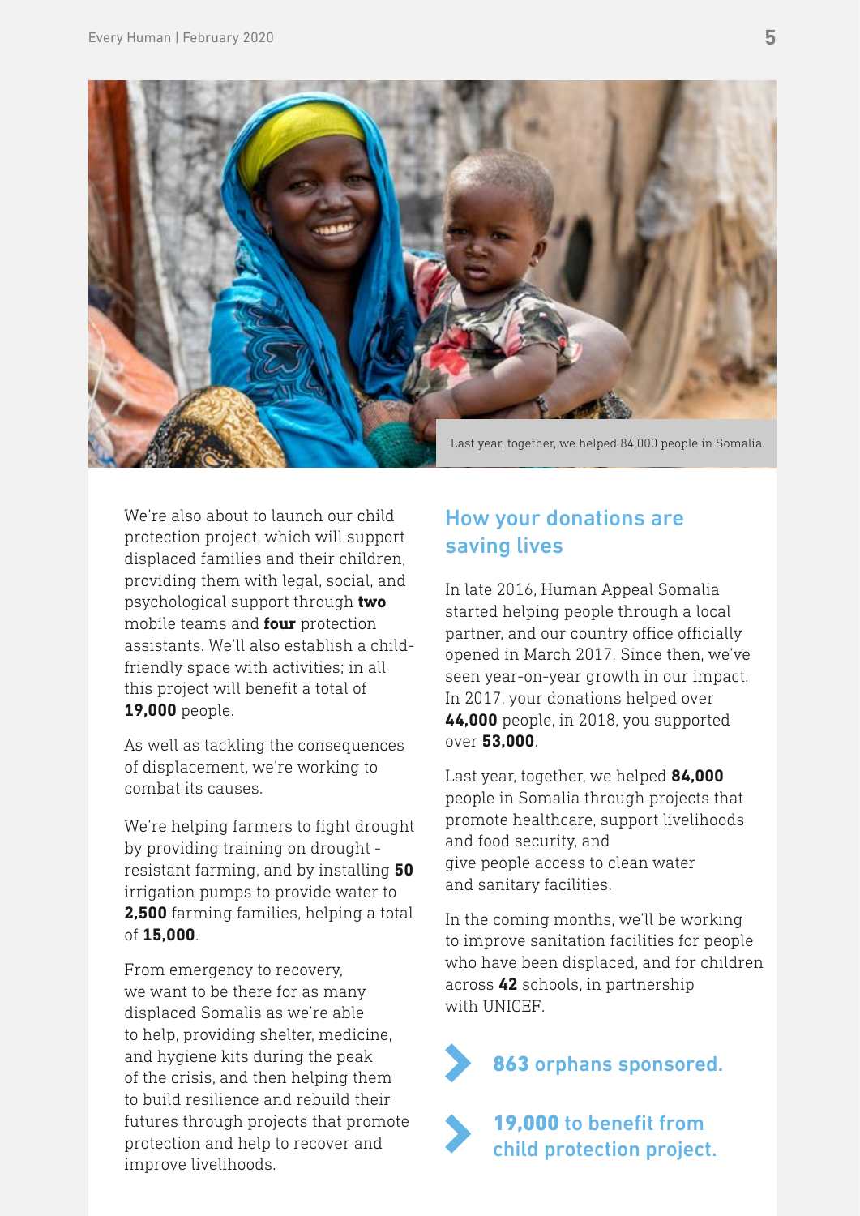Last year, together, we helped 84,000 people in Somalia.

We're also about to launch our child protection project, which will support displaced families and their children, providing them with legal, social, and psychological support through **two** mobile teams and **four** protection assistants. We'll also establish a child-friendly space with activities; in all this project will benefit a total of **19,000** people.

As well as tackling the consequences of displacement, we're working to combat its causes.

We're helping farmers to fight drought by providing training on drought - resistant farming, and by installing **50** irrigation pumps to provide water to **2,500** farming families, helping a total of **15,000**.

From emergency to recovery, we want to be there for as many displaced Somalis as we're able to help, providing shelter, medicine, and hygiene kits during the peak of the crisis, and then helping them to build resilience and rebuild their futures through projects that promote protection and help to recover and improve livelihoods.

## How your donations are saving lives

In late 2016, Human Appeal Somalia started helping people through a local partner, and our country office officially opened in March 2017. Since then, we've seen year-on-year growth in our impact. In 2017, your donations helped over **44,000** people, in 2018, you supported over **53,000**.

Last year, together, we helped **84,000** people in Somalia through projects that promote healthcare, support livelihoods and food security, and give people access to clean water and sanitary facilities.

In the coming months, we'll be working to improve sanitation facilities for people who have been displaced, and for children across **42** schools, in partnership with UNICEF.

- **863 orphans sponsored.**
- **19,000 to benefit from child protection project.**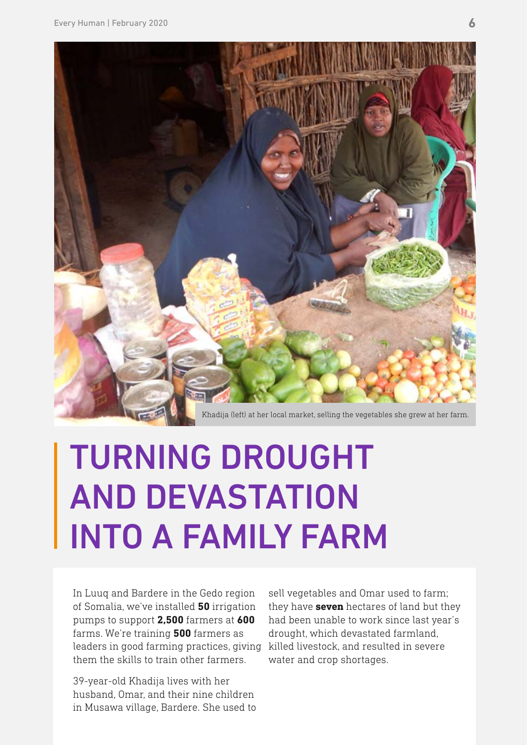Khadija (left) at her local market, selling the vegetables she grew at her farm.

# TURNING DROUGHT AND DEVASTATION INTO A FAMILY FARM

In Luuq and Bardere in the Gedo region of Somalia, we've installed **50** irrigation pumps to support **2,500** farmers at **600** farms. We're training **500** farmers as leaders in good farming practices, giving them the skills to train other farmers.

39-year-old Khadija lives with her husband, Omar, and their nine children in Musawa village, Bardere. She used to sell vegetables and Omar used to farm; they have **seven** hectares of land but they had been unable to work since last year's drought, which devastated farmland, killed livestock, and resulted in severe water and crop shortages.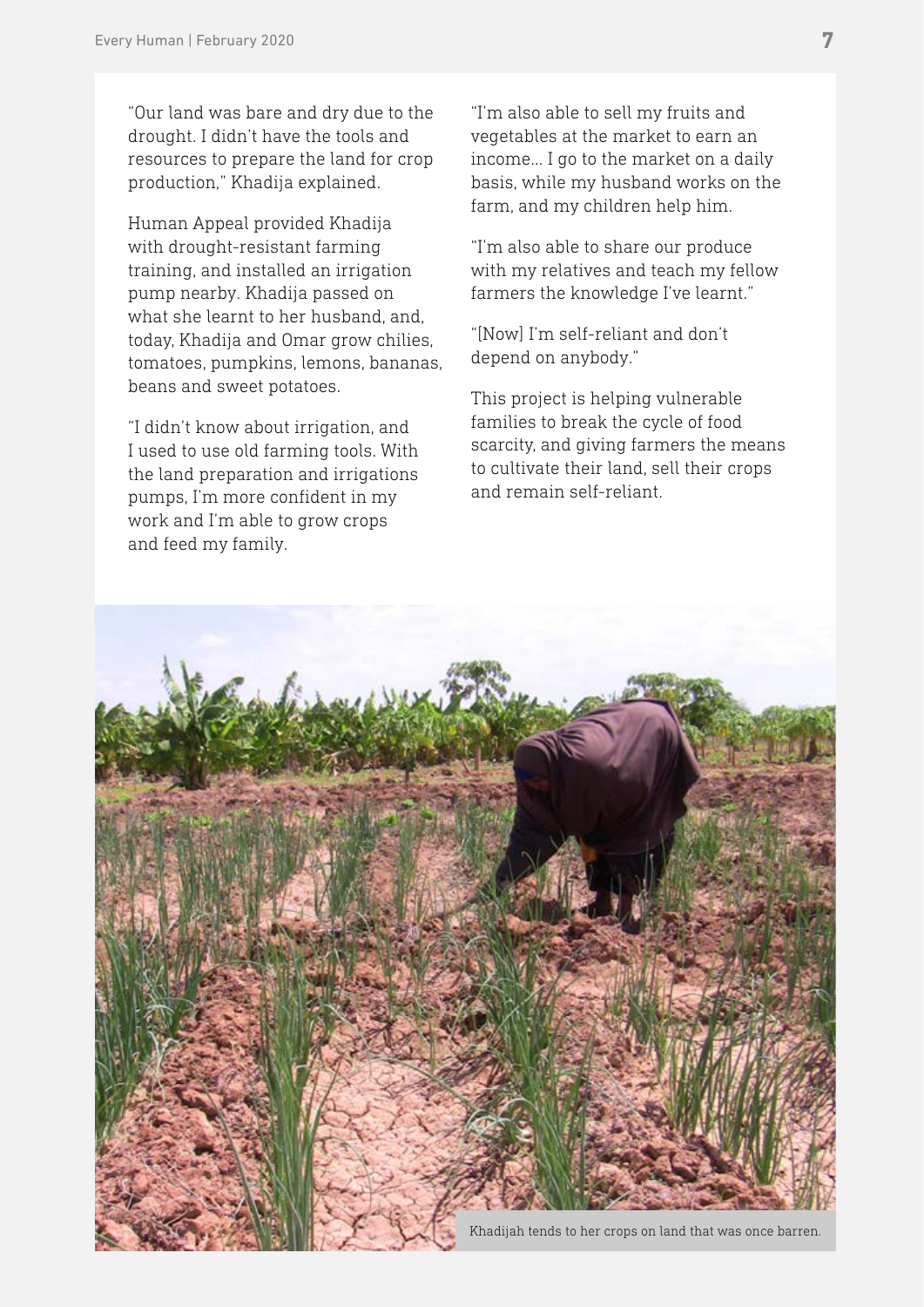"Our land was bare and dry due to the drought. I didn't have the tools and resources to prepare the land for crop production," Khadija explained.

Human Appeal provided Khadija with drought-resistant farming training, and installed an irrigation pump nearby. Khadija passed on what she learnt to her husband, and, today, Khadija and Omar grow chilies, tomatoes, pumpkins, lemons, bananas, beans and sweet potatoes.

"I didn't know about irrigation, and I used to use old farming tools. With the land preparation and irrigations pumps, I'm more confident in my work and I'm able to grow crops and feed my family.

"I'm also able to sell my fruits and vegetables at the market to earn an income... I go to the market on a daily basis, while my husband works on the farm, and my children help him.

"I'm also able to share our produce with my relatives and teach my fellow farmers the knowledge I've learnt."

"[Now] I'm self-reliant and don't depend on anybody."

This project is helping vulnerable families to break the cycle of food scarcity, and giving farmers the means to cultivate their land, sell their crops and remain self-reliant.

Khadijah tends to her crops on land that was once barren.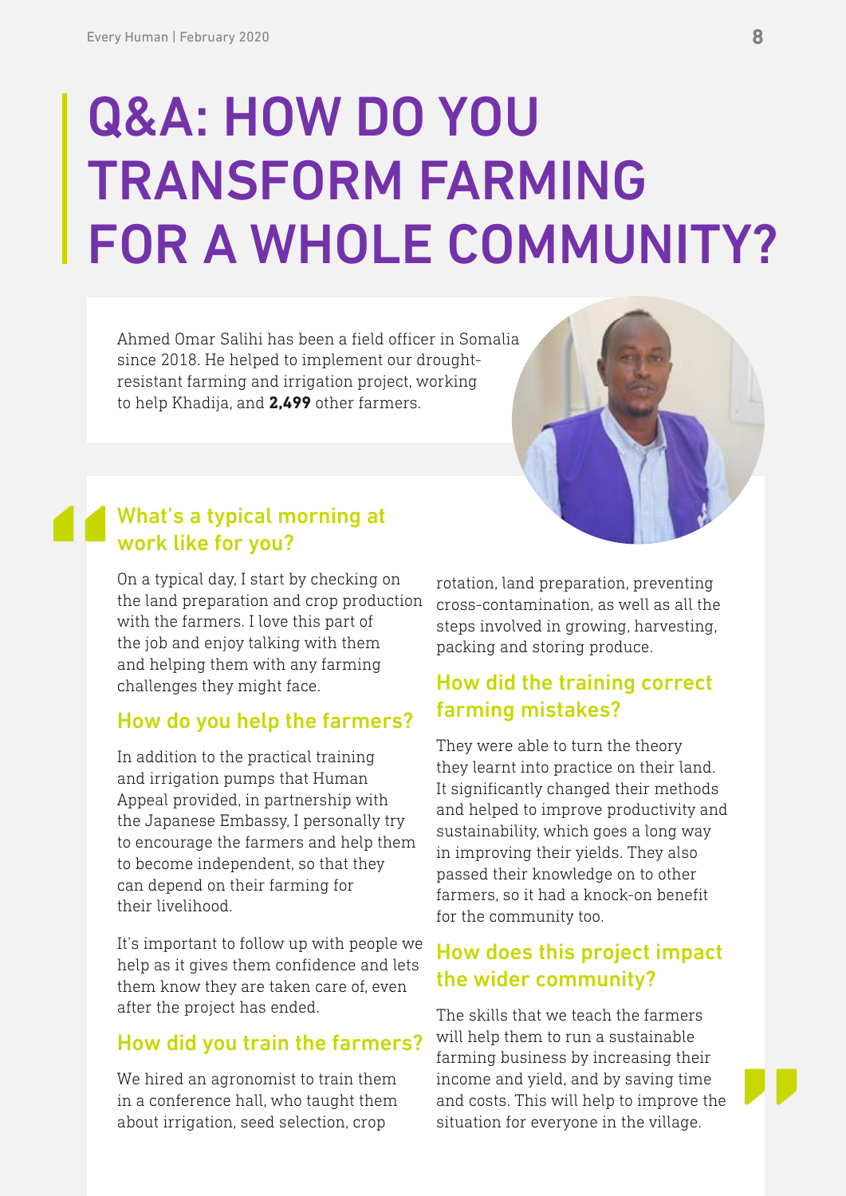# Q&A: HOW DO YOU TRANSFORM FARMING FOR A WHOLE COMMUNITY?

Ahmed Omar Salihi has been a field officer in Somalia since 2018. He helped to implement our drought-resistant farming and irrigation project, working to help Khadija, and **2,499** other farmers.

## What's a typical morning at work like for you?

On a typical day, I start by checking on the land preparation and crop production with the farmers. I love this part of the job and enjoy talking with them and helping them with any farming challenges they might face.

## How do you help the farmers?

In addition to the practical training and irrigation pumps that Human Appeal provided, in partnership with the Japanese Embassy, I personally try to encourage the farmers and help them to become independent, so that they can depend on their farming for their livelihood.

It's important to follow up with people we help as it gives them confidence and lets them know they are taken care of, even after the project has ended.

## How did you train the farmers?

We hired an agronomist to train them in a conference hall, who taught them about irrigation, seed selection, crop rotation, land preparation, preventing cross-contamination, as well as all the steps involved in growing, harvesting, packing and storing produce.

## How did the training correct farming mistakes?

They were able to turn the theory they learnt into practice on their land. It significantly changed their methods and helped to improve productivity and sustainability, which goes a long way in improving their yields. They also passed their knowledge on to other farmers, so it had a knock-on benefit for the community too.

## How does this project impact the wider community?

The skills that we teach the farmers will help them to run a sustainable farming business by increasing their income and yield, and by saving time and costs. This will help to improve the situation for everyone in the village.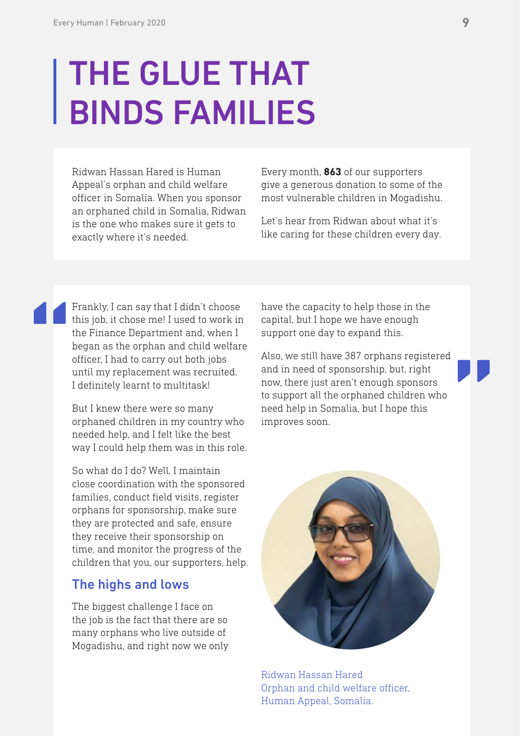# THE GLUE THAT BINDS FAMILIES

Ridwan Hassan Hared is Human Appeal's orphan and child welfare officer in Somalia. When you sponsor an orphaned child in Somalia, Ridwan is the one who makes sure it gets to exactly where it's needed.

Every month, **863** of our supporters give a generous donation to some of the most vulnerable children in Mogadishu.

Let's hear from Ridwan about what it's like caring for these children every day.

Frankly, I can say that I didn't choose this job, it chose me! I used to work in the Finance Department and, when I began as the orphan and child welfare officer, I had to carry out both jobs until my replacement was recruited. I definitely learnt to multitask!

But I knew there were so many orphaned children in my country who needed help, and I felt like the best way I could help them was in this role.

So what do I do? Well, I maintain close coordination with the sponsored families, conduct field visits, register orphans for sponsorship, make sure they are protected and safe, ensure they receive their sponsorship on time, and monitor the progress of the children that you, our supporters, help.

## The highs and lows

The biggest challenge I face on the job is the fact that there are so many orphans who live outside of Mogadishu, and right now we only have the capacity to help those in the capital, but I hope we have enough support one day to expand this.

Also, we still have 387 orphans registered and in need of sponsorship, but, right now, there just aren't enough sponsors to support all the orphaned children who need help in Somalia, but I hope this improves soon.

Ridwan Hassan Hared
Orphan and child welfare officer,
Human Appeal, Somalia.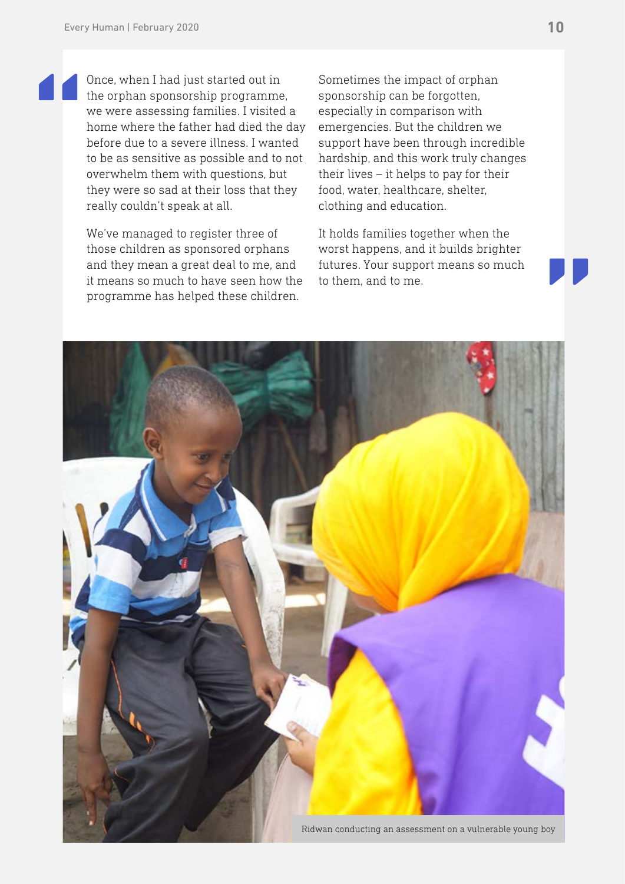Once, when I had just started out in the orphan sponsorship programme, we were assessing families. I visited a home where the father had died the day before due to a severe illness. I wanted to be as sensitive as possible and to not overwhelm them with questions, but they were so sad at their loss that they really couldn't speak at all.

We've managed to register three of those children as sponsored orphans and they mean a great deal to me, and it means so much to have seen how the programme has helped these children.

Sometimes the impact of orphan sponsorship can be forgotten, especially in comparison with emergencies. But the children we support have been through incredible hardship, and this work truly changes their lives – it helps to pay for their food, water, healthcare, shelter, clothing and education.

It holds families together when the worst happens, and it builds brighter futures. Your support means so much to them, and to me.

Ridwan conducting an assessment on a vulnerable young boy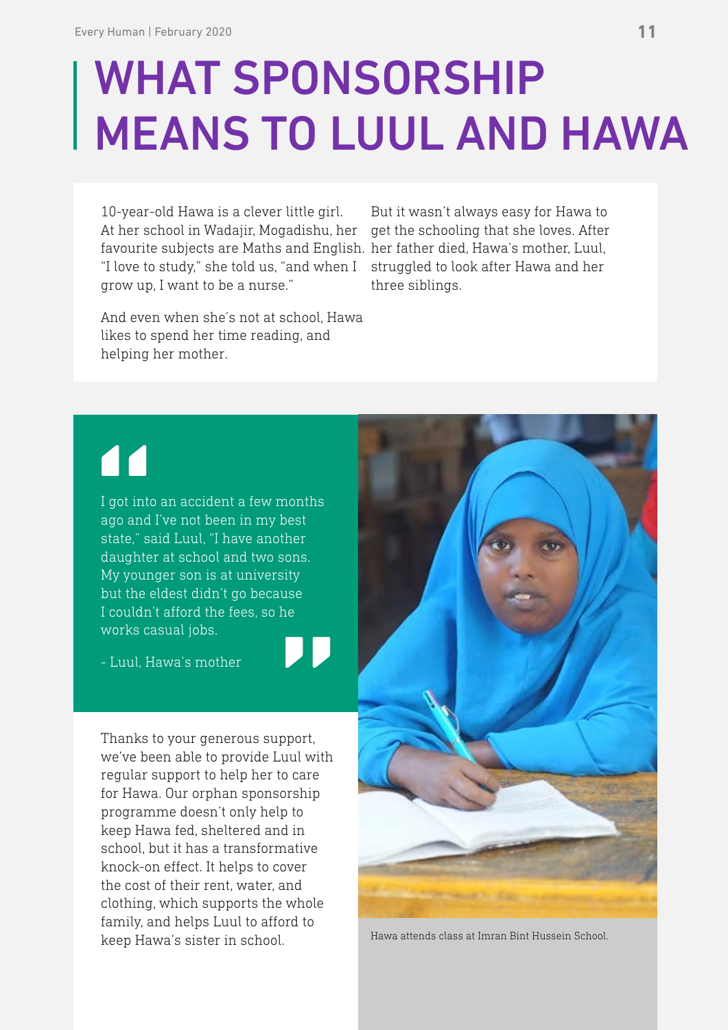# WHAT SPONSORSHIP MEANS TO LUUL AND HAWA

10-year-old Hawa is a clever little girl. At her school in Wadajir, Mogadishu, her favourite subjects are Maths and English. "I love to study," she told us, "and when I grow up, I want to be a nurse."

And even when she's not at school, Hawa likes to spend her time reading, and helping her mother.

But it wasn't always easy for Hawa to get the schooling that she loves. After her father died, Hawa's mother, Luul, struggled to look after Hawa and her three siblings.

> I got into an accident a few months ago and I've not been in my best state," said Luul, "I have another daughter at school and two sons. My younger son is at university but the eldest didn't go because I couldn't afford the fees, so he works casual jobs.
>
> \- Luul, Hawa's mother

Thanks to your generous support, we've been able to provide Luul with regular support to help her to care for Hawa. Our orphan sponsorship programme doesn't only help to keep Hawa fed, sheltered and in school, but it has a transformative knock-on effect. It helps to cover the cost of their rent, water, and clothing, which supports the whole family, and helps Luul to afford to keep Hawa's sister in school.

Hawa attends class at Imran Bint Hussein School.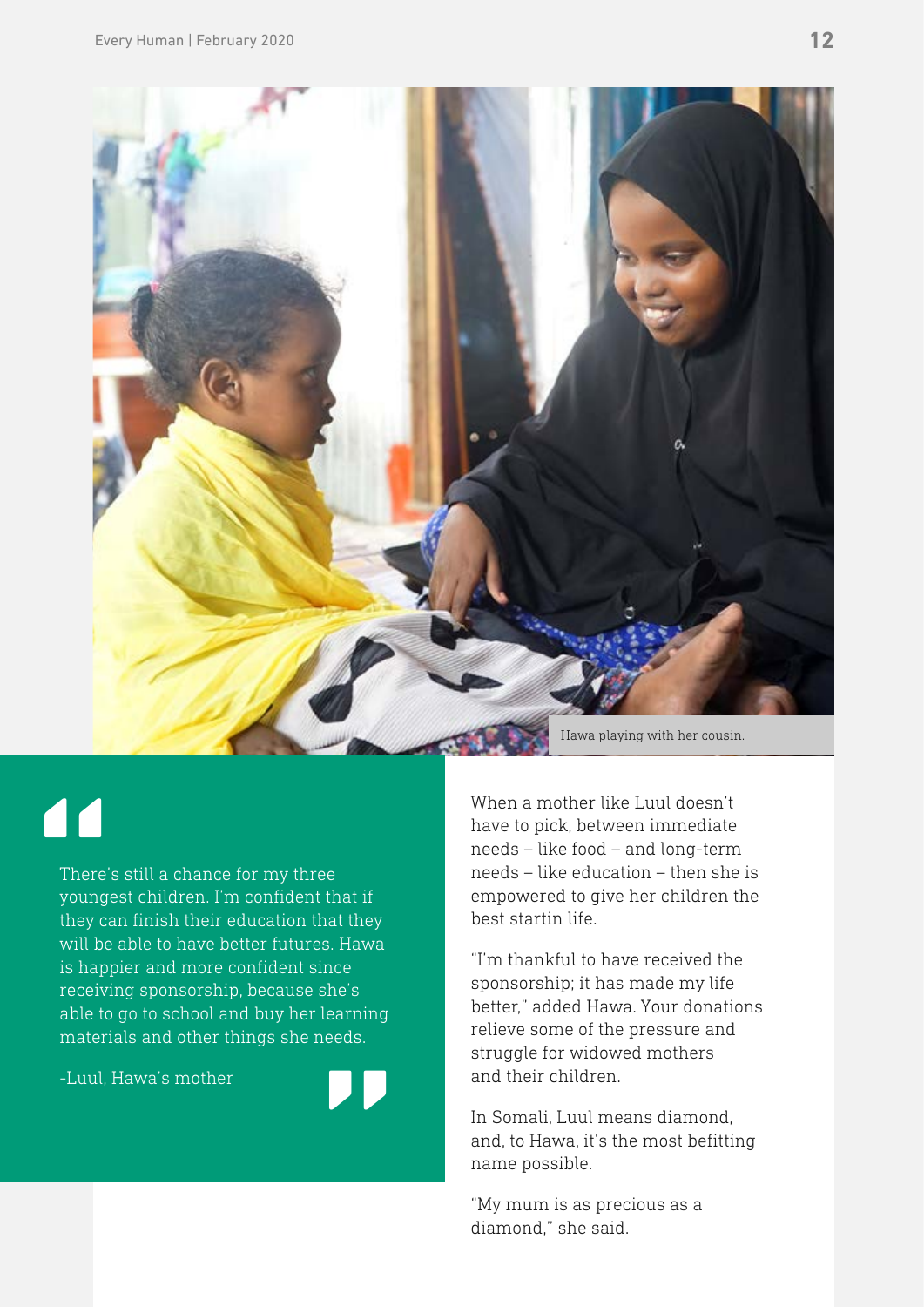Hawa playing with her cousin.

> There's still a chance for my three youngest children. I'm confident that if they can finish their education that they will be able to have better futures. Hawa is happier and more confident since receiving sponsorship, because she's able to go to school and buy her learning materials and other things she needs.
>
> -Luul, Hawa's mother

When a mother like Luul doesn't have to pick, between immediate needs – like food – and long-term needs – like education – then she is empowered to give her children the best startin life.

"I'm thankful to have received the sponsorship; it has made my life better," added Hawa. Your donations relieve some of the pressure and struggle for widowed mothers and their children.

In Somali, Luul means diamond, and, to Hawa, it's the most befitting name possible.

"My mum is as precious as a diamond," she said.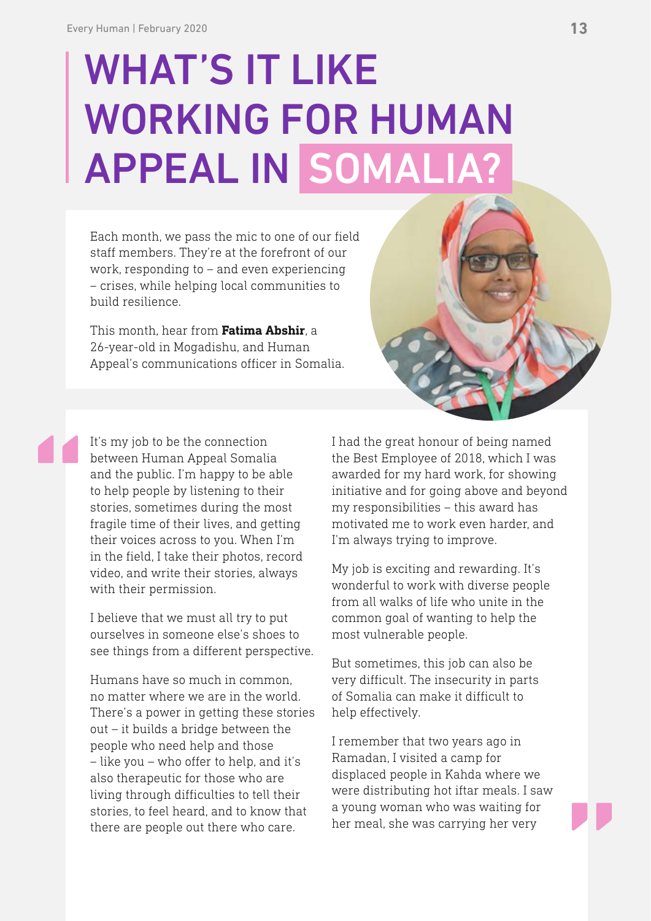# WHAT'S IT LIKE WORKING FOR HUMAN APPEAL IN SOMALIA?

Each month, we pass the mic to one of our field staff members. They're at the forefront of our work, responding to – and even experiencing – crises, while helping local communities to build resilience.

This month, hear from **Fatima Abshir**, a 26-year-old in Mogadishu, and Human Appeal's communications officer in Somalia.

It's my job to be the connection between Human Appeal Somalia and the public. I'm happy to be able to help people by listening to their stories, sometimes during the most fragile time of their lives, and getting their voices across to you. When I'm in the field, I take their photos, record video, and write their stories, always with their permission.

I believe that we must all try to put ourselves in someone else's shoes to see things from a different perspective.

Humans have so much in common, no matter where we are in the world. There's a power in getting these stories out – it builds a bridge between the people who need help and those – like you – who offer to help, and it's also therapeutic for those who are living through difficulties to tell their stories, to feel heard, and to know that there are people out there who care.

I had the great honour of being named the Best Employee of 2018, which I was awarded for my hard work, for showing initiative and for going above and beyond my responsibilities – this award has motivated me to work even harder, and I'm always trying to improve.

My job is exciting and rewarding. It's wonderful to work with diverse people from all walks of life who unite in the common goal of wanting to help the most vulnerable people.

But sometimes, this job can also be very difficult. The insecurity in parts of Somalia can make it difficult to help effectively.

I remember that two years ago in Ramadan, I visited a camp for displaced people in Kahda where we were distributing hot iftar meals. I saw a young woman who was waiting for her meal, she was carrying her very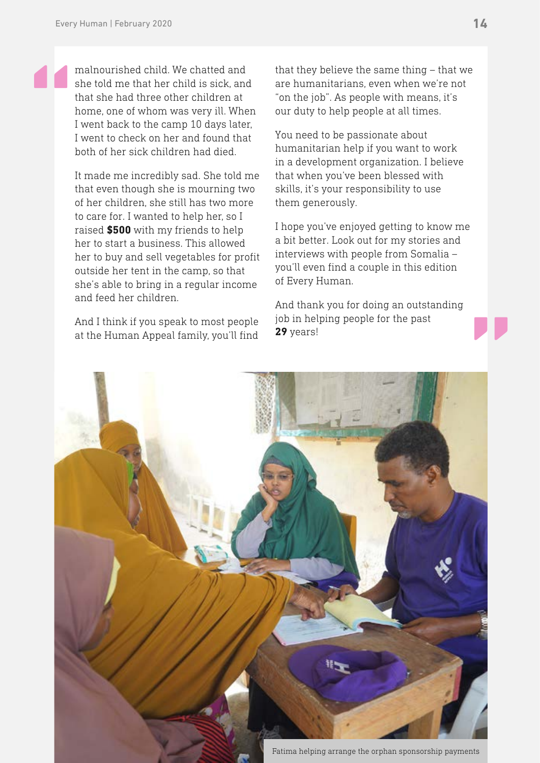malnourished child. We chatted and she told me that her child is sick, and that she had three other children at home, one of whom was very ill. When I went back to the camp 10 days later, I went to check on her and found that both of her sick children had died.

It made me incredibly sad. She told me that even though she is mourning two of her children, she still has two more to care for. I wanted to help her, so I raised **$500** with my friends to help her to start a business. This allowed her to buy and sell vegetables for profit outside her tent in the camp, so that she's able to bring in a regular income and feed her children.

And I think if you speak to most people at the Human Appeal family, you'll find that they believe the same thing – that we are humanitarians, even when we're not "on the job". As people with means, it's our duty to help people at all times.

You need to be passionate about humanitarian help if you want to work in a development organization. I believe that when you've been blessed with skills, it's your responsibility to use them generously.

I hope you've enjoyed getting to know me a bit better. Look out for my stories and interviews with people from Somalia – you'll even find a couple in this edition of Every Human.

And thank you for doing an outstanding job in helping people for the past **29** years!

Fatima helping arrange the orphan sponsorship payments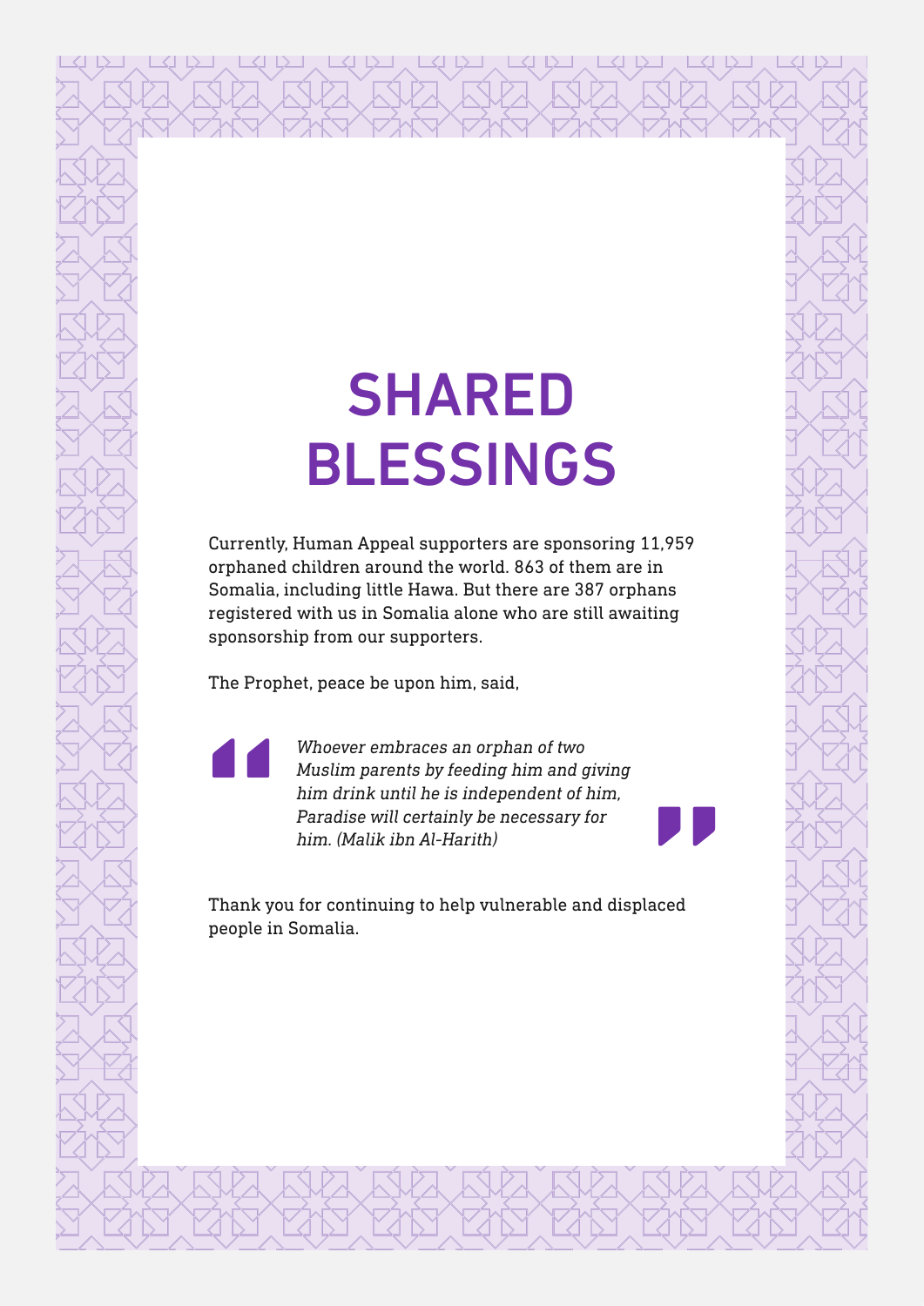# SHARED BLESSINGS

Currently, Human Appeal supporters are sponsoring 11,959 orphaned children around the world. 863 of them are in Somalia, including little Hawa. But there are 387 orphans registered with us in Somalia alone who are still awaiting sponsorship from our supporters.

The Prophet, peace be upon him, said,

> *Whoever embraces an orphan of two Muslim parents by feeding him and giving him drink until he is independent of him, Paradise will certainly be necessary for him. (Malik ibn Al-Harith)*

Thank you for continuing to help vulnerable and displaced people in Somalia.